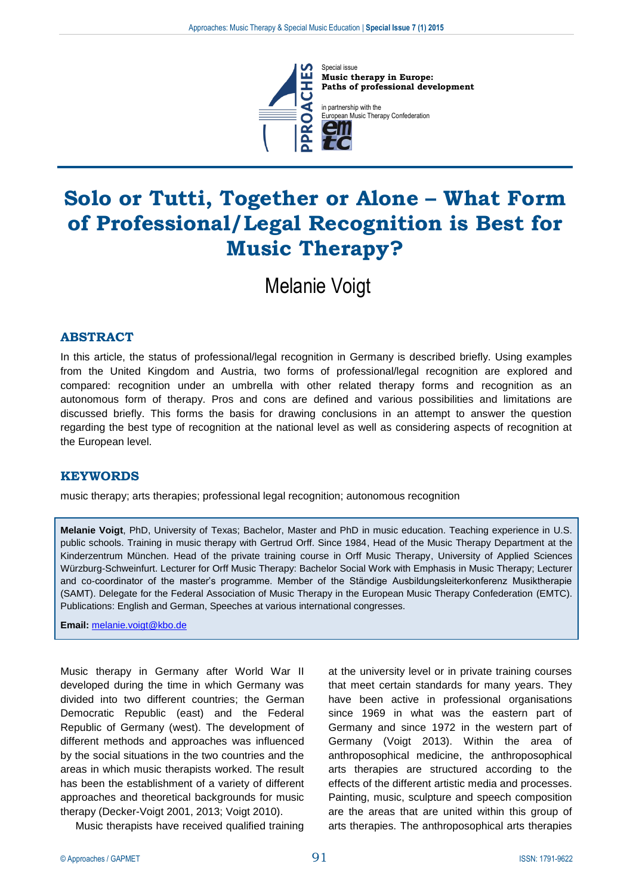Special issue
**Music therapy in Europe: Paths of professional development**

in partnership with the European Music Therapy Confederation

# Solo or Tutti, Together or Alone – What Form of Professional/Legal Recognition is Best for Music Therapy?

Melanie Voigt

## ABSTRACT

In this article, the status of professional/legal recognition in Germany is described briefly. Using examples from the United Kingdom and Austria, two forms of professional/legal recognition are explored and compared: recognition under an umbrella with other related therapy forms and recognition as an autonomous form of therapy. Pros and cons are defined and various possibilities and limitations are discussed briefly. This forms the basis for drawing conclusions in an attempt to answer the question regarding the best type of recognition at the national level as well as considering aspects of recognition at the European level.

## KEYWORDS

music therapy; arts therapies; professional legal recognition; autonomous recognition

**Melanie Voigt**, PhD, University of Texas; Bachelor, Master and PhD in music education. Teaching experience in U.S. public schools. Training in music therapy with Gertrud Orff. Since 1984, Head of the Music Therapy Department at the Kinderzentrum München. Head of the private training course in Orff Music Therapy, University of Applied Sciences Würzburg-Schweinfurt. Lecturer for Orff Music Therapy: Bachelor Social Work with Emphasis in Music Therapy; Lecturer and co-coordinator of the master's programme. Member of the Ständige Ausbildungsleiterkonferenz Musiktherapie (SAMT). Delegate for the Federal Association of Music Therapy in the European Music Therapy Confederation (EMTC). Publications: English and German, Speeches at various international congresses.

**Email:** melanie.voigt@kbo.de

Music therapy in Germany after World War II developed during the time in which Germany was divided into two different countries; the German Democratic Republic (east) and the Federal Republic of Germany (west). The development of different methods and approaches was influenced by the social situations in the two countries and the areas in which music therapists worked. The result has been the establishment of a variety of different approaches and theoretical backgrounds for music therapy (Decker-Voigt 2001, 2013; Voigt 2010).

Music therapists have received qualified training at the university level or in private training courses that meet certain standards for many years. They have been active in professional organisations since 1969 in what was the eastern part of Germany and since 1972 in the western part of Germany (Voigt 2013). Within the area of anthroposophical medicine, the anthroposophical arts therapies are structured according to the effects of the different artistic media and processes. Painting, music, sculpture and speech composition are the areas that are united within this group of arts therapies. The anthroposophical arts therapies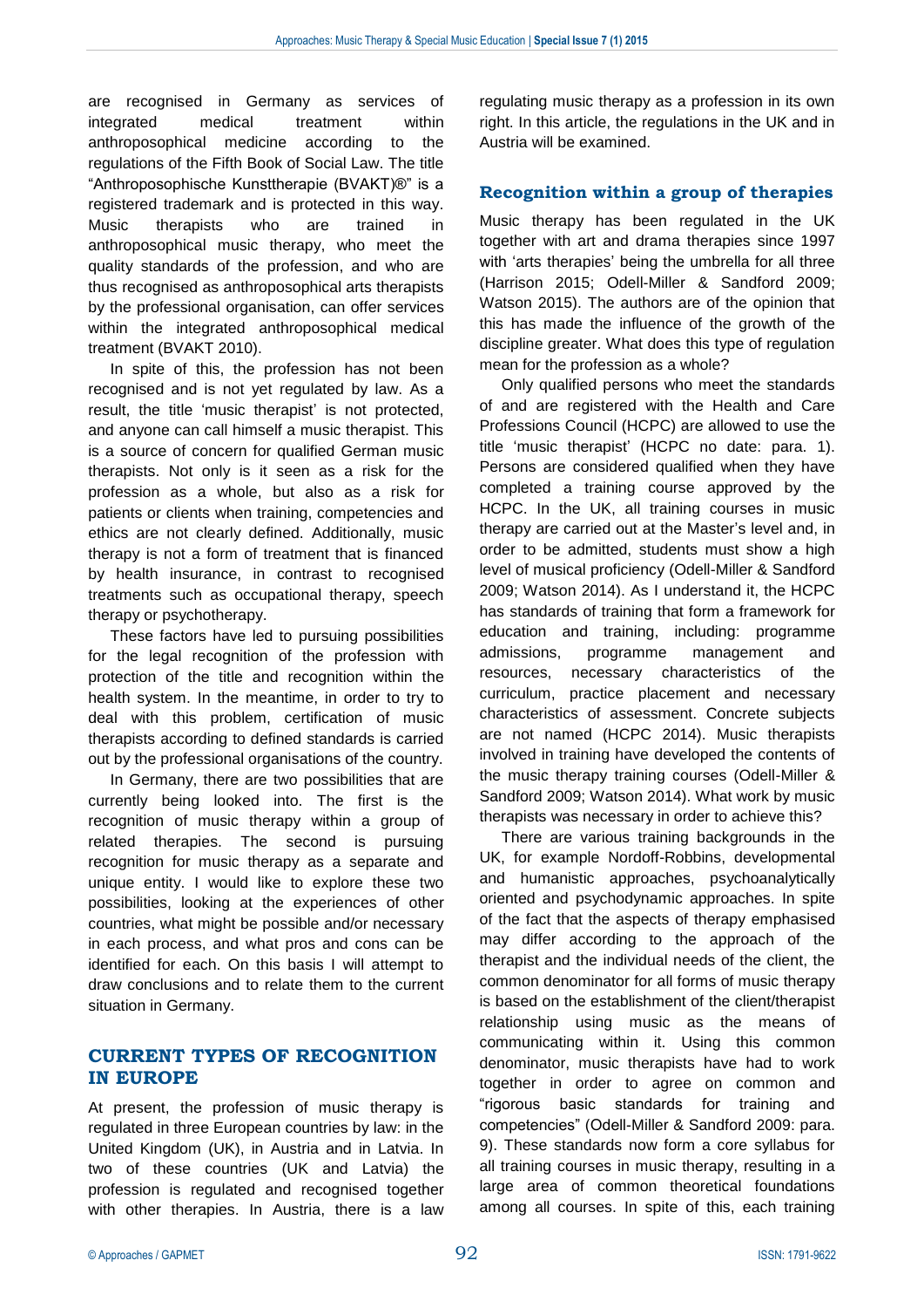are recognised in Germany as services of integrated medical treatment within anthroposophical medicine according to the regulations of the Fifth Book of Social Law. The title "Anthroposophische Kunsttherapie (BVAKT)®" is a registered trademark and is protected in this way. Music therapists who are trained in anthroposophical music therapy, who meet the quality standards of the profession, and who are thus recognised as anthroposophical arts therapists by the professional organisation, can offer services within the integrated anthroposophical medical treatment (BVAKT 2010).

In spite of this, the profession has not been recognised and is not yet regulated by law. As a result, the title 'music therapist' is not protected, and anyone can call himself a music therapist. This is a source of concern for qualified German music therapists. Not only is it seen as a risk for the profession as a whole, but also as a risk for patients or clients when training, competencies and ethics are not clearly defined. Additionally, music therapy is not a form of treatment that is financed by health insurance, in contrast to recognised treatments such as occupational therapy, speech therapy or psychotherapy.

These factors have led to pursuing possibilities for the legal recognition of the profession with protection of the title and recognition within the health system. In the meantime, in order to try to deal with this problem, certification of music therapists according to defined standards is carried out by the professional organisations of the country.

In Germany, there are two possibilities that are currently being looked into. The first is the recognition of music therapy within a group of related therapies. The second is pursuing recognition for music therapy as a separate and unique entity. I would like to explore these two possibilities, looking at the experiences of other countries, what might be possible and/or necessary in each process, and what pros and cons can be identified for each. On this basis I will attempt to draw conclusions and to relate them to the current situation in Germany.

## CURRENT TYPES OF RECOGNITION IN EUROPE

At present, the profession of music therapy is regulated in three European countries by law: in the United Kingdom (UK), in Austria and in Latvia. In two of these countries (UK and Latvia) the profession is regulated and recognised together with other therapies. In Austria, there is a law regulating music therapy as a profession in its own right. In this article, the regulations in the UK and in Austria will be examined.

### Recognition within a group of therapies

Music therapy has been regulated in the UK together with art and drama therapies since 1997 with 'arts therapies' being the umbrella for all three (Harrison 2015; Odell-Miller & Sandford 2009; Watson 2015). The authors are of the opinion that this has made the influence of the growth of the discipline greater. What does this type of regulation mean for the profession as a whole?

Only qualified persons who meet the standards of and are registered with the Health and Care Professions Council (HCPC) are allowed to use the title 'music therapist' (HCPC no date: para. 1). Persons are considered qualified when they have completed a training course approved by the HCPC. In the UK, all training courses in music therapy are carried out at the Master's level and, in order to be admitted, students must show a high level of musical proficiency (Odell-Miller & Sandford 2009; Watson 2014). As I understand it, the HCPC has standards of training that form a framework for education and training, including: programme admissions, programme management and resources, necessary characteristics of the curriculum, practice placement and necessary characteristics of assessment. Concrete subjects are not named (HCPC 2014). Music therapists involved in training have developed the contents of the music therapy training courses (Odell-Miller & Sandford 2009; Watson 2014). What work by music therapists was necessary in order to achieve this?

There are various training backgrounds in the UK, for example Nordoff-Robbins, developmental and humanistic approaches, psychoanalytically oriented and psychodynamic approaches. In spite of the fact that the aspects of therapy emphasised may differ according to the approach of the therapist and the individual needs of the client, the common denominator for all forms of music therapy is based on the establishment of the client/therapist relationship using music as the means of communicating within it. Using this common denominator, music therapists have had to work together in order to agree on common and "rigorous basic standards for training and competencies" (Odell-Miller & Sandford 2009: para. 9). These standards now form a core syllabus for all training courses in music therapy, resulting in a large area of common theoretical foundations among all courses. In spite of this, each training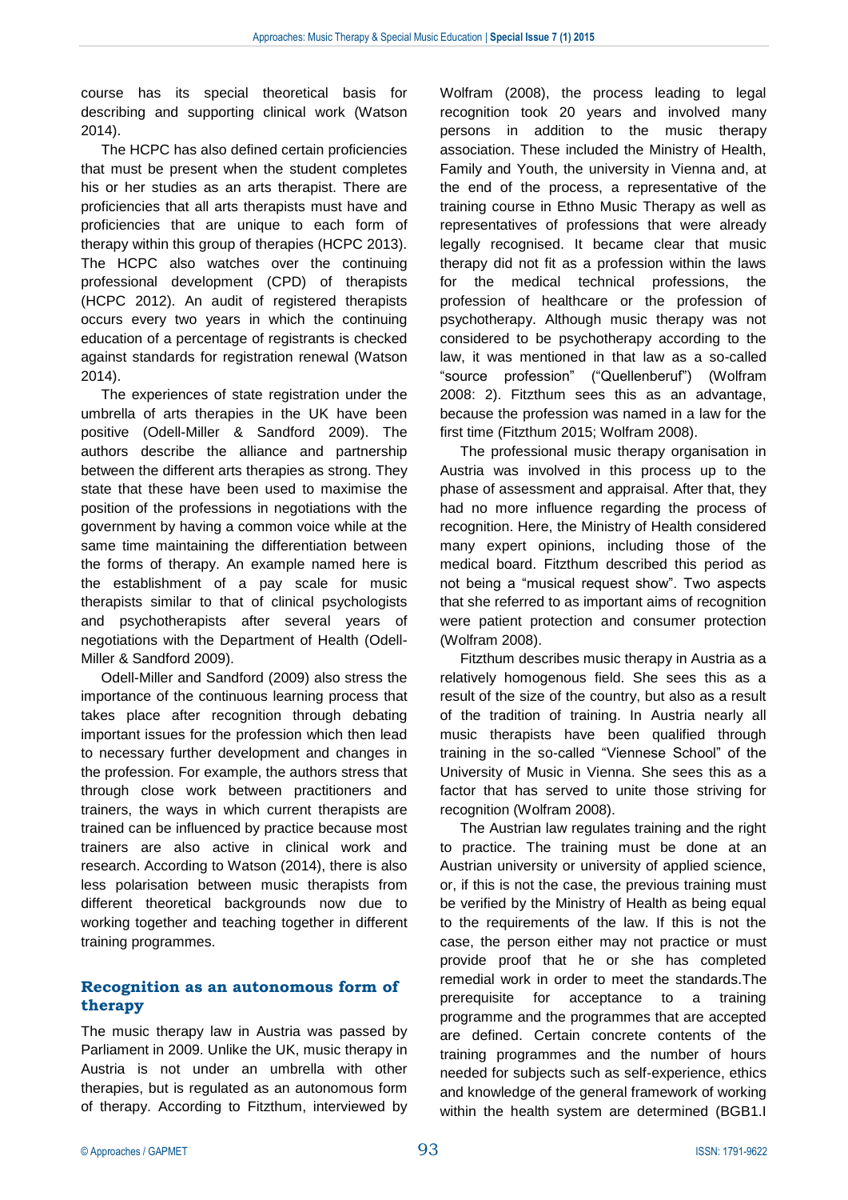course has its special theoretical basis for describing and supporting clinical work (Watson 2014).

The HCPC has also defined certain proficiencies that must be present when the student completes his or her studies as an arts therapist. There are proficiencies that all arts therapists must have and proficiencies that are unique to each form of therapy within this group of therapies (HCPC 2013). The HCPC also watches over the continuing professional development (CPD) of therapists (HCPC 2012). An audit of registered therapists occurs every two years in which the continuing education of a percentage of registrants is checked against standards for registration renewal (Watson 2014).

The experiences of state registration under the umbrella of arts therapies in the UK have been positive (Odell-Miller & Sandford 2009). The authors describe the alliance and partnership between the different arts therapies as strong. They state that these have been used to maximise the position of the professions in negotiations with the government by having a common voice while at the same time maintaining the differentiation between the forms of therapy. An example named here is the establishment of a pay scale for music therapists similar to that of clinical psychologists and psychotherapists after several years of negotiations with the Department of Health (Odell-Miller & Sandford 2009).

Odell-Miller and Sandford (2009) also stress the importance of the continuous learning process that takes place after recognition through debating important issues for the profession which then lead to necessary further development and changes in the profession. For example, the authors stress that through close work between practitioners and trainers, the ways in which current therapists are trained can be influenced by practice because most trainers are also active in clinical work and research. According to Watson (2014), there is also less polarisation between music therapists from different theoretical backgrounds now due to working together and teaching together in different training programmes.

## Recognition as an autonomous form of therapy

The music therapy law in Austria was passed by Parliament in 2009. Unlike the UK, music therapy in Austria is not under an umbrella with other therapies, but is regulated as an autonomous form of therapy. According to Fitzthum, interviewed by Wolfram (2008), the process leading to legal recognition took 20 years and involved many persons in addition to the music therapy association. These included the Ministry of Health, Family and Youth, the university in Vienna and, at the end of the process, a representative of the training course in Ethno Music Therapy as well as representatives of professions that were already legally recognised. It became clear that music therapy did not fit as a profession within the laws for the medical technical professions, the profession of healthcare or the profession of psychotherapy. Although music therapy was not considered to be psychotherapy according to the law, it was mentioned in that law as a so-called "source profession" ("Quellenberuf") (Wolfram 2008: 2). Fitzthum sees this as an advantage, because the profession was named in a law for the first time (Fitzthum 2015; Wolfram 2008).

The professional music therapy organisation in Austria was involved in this process up to the phase of assessment and appraisal. After that, they had no more influence regarding the process of recognition. Here, the Ministry of Health considered many expert opinions, including those of the medical board. Fitzthum described this period as not being a "musical request show". Two aspects that she referred to as important aims of recognition were patient protection and consumer protection (Wolfram 2008).

Fitzthum describes music therapy in Austria as a relatively homogenous field. She sees this as a result of the size of the country, but also as a result of the tradition of training. In Austria nearly all music therapists have been qualified through training in the so-called "Viennese School" of the University of Music in Vienna. She sees this as a factor that has served to unite those striving for recognition (Wolfram 2008).

The Austrian law regulates training and the right to practice. The training must be done at an Austrian university or university of applied science, or, if this is not the case, the previous training must be verified by the Ministry of Health as being equal to the requirements of the law. If this is not the case, the person either may not practice or must provide proof that he or she has completed remedial work in order to meet the standards.The prerequisite for acceptance to a training programme and the programmes that are accepted are defined. Certain concrete contents of the training programmes and the number of hours needed for subjects such as self-experience, ethics and knowledge of the general framework of working within the health system are determined (BGB1.I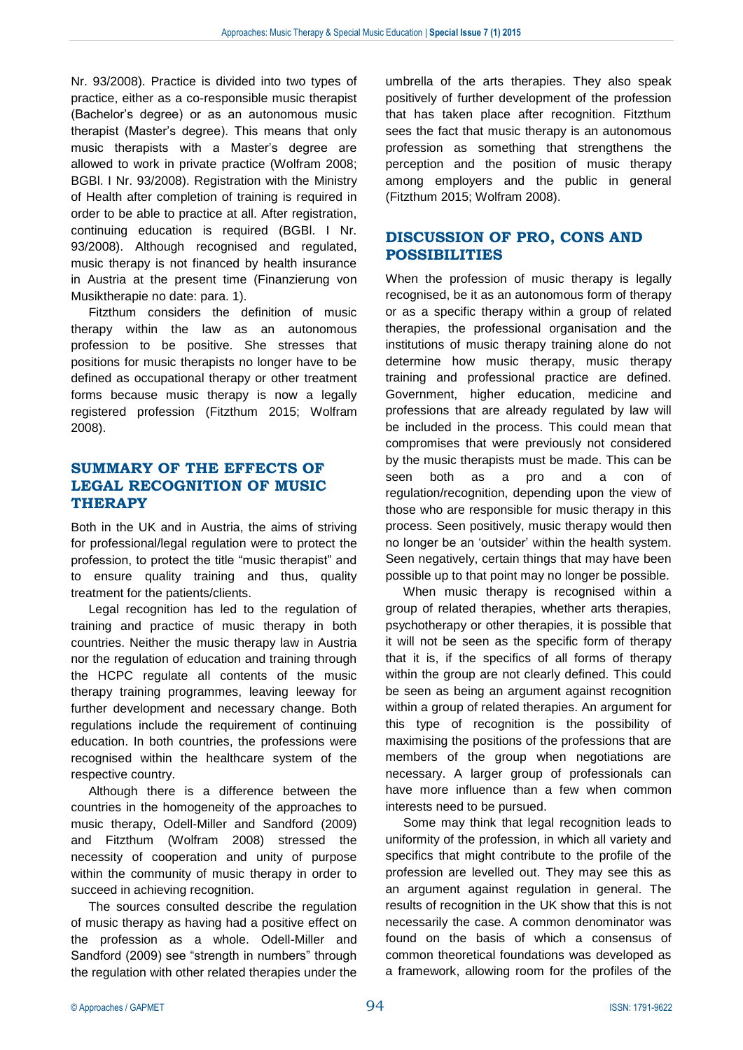Nr. 93/2008). Practice is divided into two types of practice, either as a co-responsible music therapist (Bachelor's degree) or as an autonomous music therapist (Master's degree). This means that only music therapists with a Master's degree are allowed to work in private practice (Wolfram 2008; BGBl. I Nr. 93/2008). Registration with the Ministry of Health after completion of training is required in order to be able to practice at all. After registration, continuing education is required (BGBl. I Nr. 93/2008). Although recognised and regulated, music therapy is not financed by health insurance in Austria at the present time (Finanzierung von Musiktherapie no date: para. 1).

Fitzthum considers the definition of music therapy within the law as an autonomous profession to be positive. She stresses that positions for music therapists no longer have to be defined as occupational therapy or other treatment forms because music therapy is now a legally registered profession (Fitzthum 2015; Wolfram 2008).

## SUMMARY OF THE EFFECTS OF LEGAL RECOGNITION OF MUSIC THERAPY

Both in the UK and in Austria, the aims of striving for professional/legal regulation were to protect the profession, to protect the title "music therapist" and to ensure quality training and thus, quality treatment for the patients/clients.

Legal recognition has led to the regulation of training and practice of music therapy in both countries. Neither the music therapy law in Austria nor the regulation of education and training through the HCPC regulate all contents of the music therapy training programmes, leaving leeway for further development and necessary change. Both regulations include the requirement of continuing education. In both countries, the professions were recognised within the healthcare system of the respective country.

Although there is a difference between the countries in the homogeneity of the approaches to music therapy, Odell-Miller and Sandford (2009) and Fitzthum (Wolfram 2008) stressed the necessity of cooperation and unity of purpose within the community of music therapy in order to succeed in achieving recognition.

The sources consulted describe the regulation of music therapy as having had a positive effect on the profession as a whole. Odell-Miller and Sandford (2009) see "strength in numbers" through the regulation with other related therapies under the umbrella of the arts therapies. They also speak positively of further development of the profession that has taken place after recognition. Fitzthum sees the fact that music therapy is an autonomous profession as something that strengthens the perception and the position of music therapy among employers and the public in general (Fitzthum 2015; Wolfram 2008).

## DISCUSSION OF PRO, CONS AND POSSIBILITIES

When the profession of music therapy is legally recognised, be it as an autonomous form of therapy or as a specific therapy within a group of related therapies, the professional organisation and the institutions of music therapy training alone do not determine how music therapy, music therapy training and professional practice are defined. Government, higher education, medicine and professions that are already regulated by law will be included in the process. This could mean that compromises that were previously not considered by the music therapists must be made. This can be seen both as a pro and a con of regulation/recognition, depending upon the view of those who are responsible for music therapy in this process. Seen positively, music therapy would then no longer be an 'outsider' within the health system. Seen negatively, certain things that may have been possible up to that point may no longer be possible.

When music therapy is recognised within a group of related therapies, whether arts therapies, psychotherapy or other therapies, it is possible that it will not be seen as the specific form of therapy that it is, if the specifics of all forms of therapy within the group are not clearly defined. This could be seen as being an argument against recognition within a group of related therapies. An argument for this type of recognition is the possibility of maximising the positions of the professions that are members of the group when negotiations are necessary. A larger group of professionals can have more influence than a few when common interests need to be pursued.

Some may think that legal recognition leads to uniformity of the profession, in which all variety and specifics that might contribute to the profile of the profession are levelled out. They may see this as an argument against regulation in general. The results of recognition in the UK show that this is not necessarily the case. A common denominator was found on the basis of which a consensus of common theoretical foundations was developed as a framework, allowing room for the profiles of the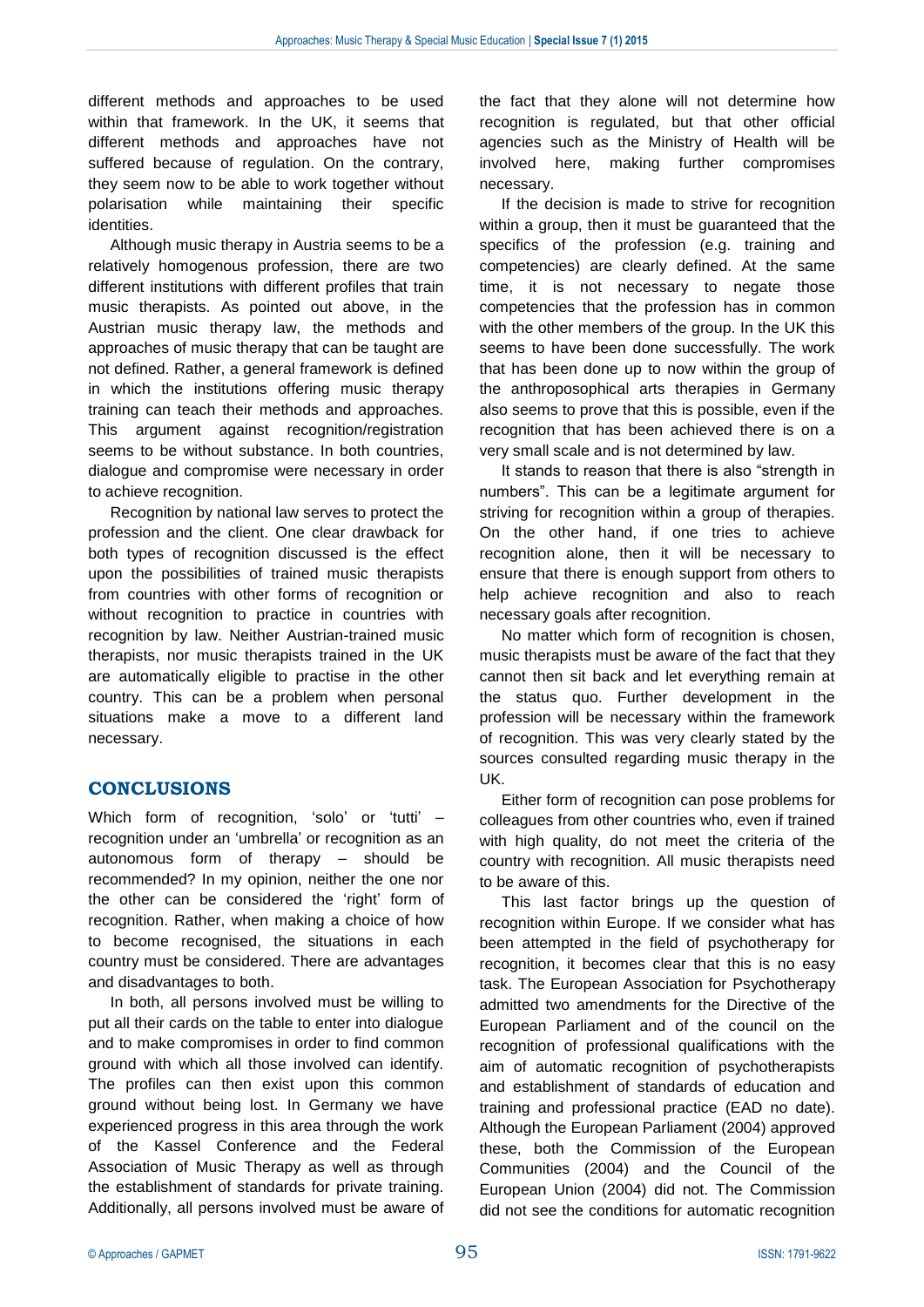different methods and approaches to be used within that framework. In the UK, it seems that different methods and approaches have not suffered because of regulation. On the contrary, they seem now to be able to work together without polarisation while maintaining their specific identities.

Although music therapy in Austria seems to be a relatively homogenous profession, there are two different institutions with different profiles that train music therapists. As pointed out above, in the Austrian music therapy law, the methods and approaches of music therapy that can be taught are not defined. Rather, a general framework is defined in which the institutions offering music therapy training can teach their methods and approaches. This argument against recognition/registration seems to be without substance. In both countries, dialogue and compromise were necessary in order to achieve recognition.

Recognition by national law serves to protect the profession and the client. One clear drawback for both types of recognition discussed is the effect upon the possibilities of trained music therapists from countries with other forms of recognition or without recognition to practice in countries with recognition by law. Neither Austrian-trained music therapists, nor music therapists trained in the UK are automatically eligible to practise in the other country. This can be a problem when personal situations make a move to a different land necessary.

## CONCLUSIONS

Which form of recognition, 'solo' or 'tutti' – recognition under an 'umbrella' or recognition as an autonomous form of therapy – should be recommended? In my opinion, neither the one nor the other can be considered the 'right' form of recognition. Rather, when making a choice of how to become recognised, the situations in each country must be considered. There are advantages and disadvantages to both.

In both, all persons involved must be willing to put all their cards on the table to enter into dialogue and to make compromises in order to find common ground with which all those involved can identify. The profiles can then exist upon this common ground without being lost. In Germany we have experienced progress in this area through the work of the Kassel Conference and the Federal Association of Music Therapy as well as through the establishment of standards for private training. Additionally, all persons involved must be aware of the fact that they alone will not determine how recognition is regulated, but that other official agencies such as the Ministry of Health will be involved here, making further compromises necessary.

If the decision is made to strive for recognition within a group, then it must be guaranteed that the specifics of the profession (e.g. training and competencies) are clearly defined. At the same time, it is not necessary to negate those competencies that the profession has in common with the other members of the group. In the UK this seems to have been done successfully. The work that has been done up to now within the group of the anthroposophical arts therapies in Germany also seems to prove that this is possible, even if the recognition that has been achieved there is on a very small scale and is not determined by law.

It stands to reason that there is also "strength in numbers". This can be a legitimate argument for striving for recognition within a group of therapies. On the other hand, if one tries to achieve recognition alone, then it will be necessary to ensure that there is enough support from others to help achieve recognition and also to reach necessary goals after recognition.

No matter which form of recognition is chosen, music therapists must be aware of the fact that they cannot then sit back and let everything remain at the status quo. Further development in the profession will be necessary within the framework of recognition. This was very clearly stated by the sources consulted regarding music therapy in the UK.

Either form of recognition can pose problems for colleagues from other countries who, even if trained with high quality, do not meet the criteria of the country with recognition. All music therapists need to be aware of this.

This last factor brings up the question of recognition within Europe. If we consider what has been attempted in the field of psychotherapy for recognition, it becomes clear that this is no easy task. The European Association for Psychotherapy admitted two amendments for the Directive of the European Parliament and of the council on the recognition of professional qualifications with the aim of automatic recognition of psychotherapists and establishment of standards of education and training and professional practice (EAD no date). Although the European Parliament (2004) approved these, both the Commission of the European Communities (2004) and the Council of the European Union (2004) did not. The Commission did not see the conditions for automatic recognition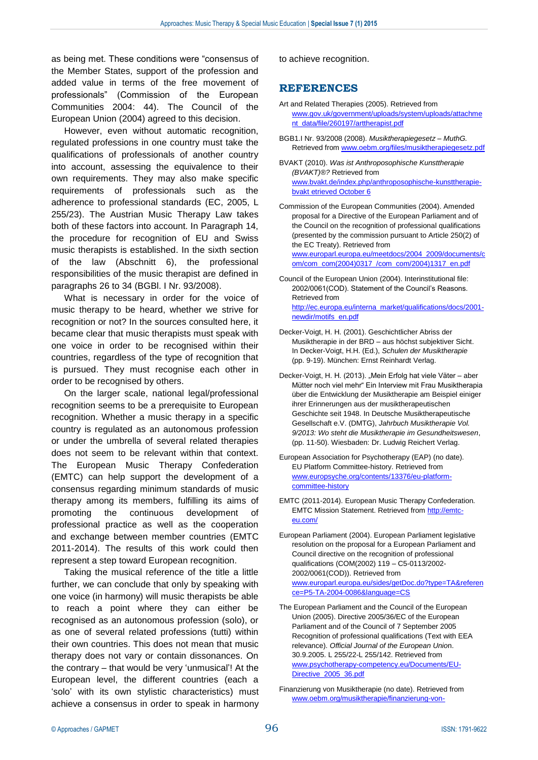as being met. These conditions were "consensus of the Member States, support of the profession and added value in terms of the free movement of professionals" (Commission of the European Communities 2004: 44). The Council of the European Union (2004) agreed to this decision.

However, even without automatic recognition, regulated professions in one country must take the qualifications of professionals of another country into account, assessing the equivalence to their own requirements. They may also make specific requirements of professionals such as the adherence to professional standards (EC, 2005, L 255/23). The Austrian Music Therapy Law takes both of these factors into account. In Paragraph 14, the procedure for recognition of EU and Swiss music therapists is established. In the sixth section of the law (Abschnitt 6), the professional responsibilities of the music therapist are defined in paragraphs 26 to 34 (BGBl. I Nr. 93/2008).

What is necessary in order for the voice of music therapy to be heard, whether we strive for recognition or not? In the sources consulted here, it became clear that music therapists must speak with one voice in order to be recognised within their countries, regardless of the type of recognition that is pursued. They must recognise each other in order to be recognised by others.

On the larger scale, national legal/professional recognition seems to be a prerequisite to European recognition. Whether a music therapy in a specific country is regulated as an autonomous profession or under the umbrella of several related therapies does not seem to be relevant within that context. The European Music Therapy Confederation (EMTC) can help support the development of a consensus regarding minimum standards of music therapy among its members, fulfilling its aims of promoting the continuous development of professional practice as well as the cooperation and exchange between member countries (EMTC 2011-2014). The results of this work could then represent a step toward European recognition.

Taking the musical reference of the title a little further, we can conclude that only by speaking with one voice (in harmony) will music therapists be able to reach a point where they can either be recognised as an autonomous profession (solo), or as one of several related professions (tutti) within their own countries. This does not mean that music therapy does not vary or contain dissonances. On the contrary – that would be very 'unmusical'! At the European level, the different countries (each a 'solo' with its own stylistic characteristics) must achieve a consensus in order to speak in harmony to achieve recognition.

## REFERENCES

Art and Related Therapies (2005). Retrieved from www.gov.uk/government/uploads/system/uploads/attachment_data/file/260197/arttherapist.pdf

BGB1.I Nr. 93/2008 (2008). *Musiktherapiegesetz – MuthG.* Retrieved from www.oebm.org/files/musiktherapiegesetz.pdf

BVAKT (2010). *Was ist Anthroposophische Kunsttherapie (BVAKT)®?* Retrieved from www.bvakt.de/index.php/anthroposophische-kunsttherapie-bvakt etrieved October 6

Commission of the European Communities (2004). Amended proposal for a Directive of the European Parliament and of the Council on the recognition of professional qualifications (presented by the commission pursuant to Article 250(2) of the EC Treaty). Retrieved from www.europarl.europa.eu/meetdocs/2004_2009/documents/com/com_com(2004)0317_/com_com(2004)1317_en.pdf

Council of the European Union (2004). Interinstitutional file: 2002/0061(COD). Statement of the Council's Reasons. Retrieved from http://ec.europa.eu/interna_market/qualifications/docs/2001-newdir/motifs_en.pdf

Decker-Voigt, H. H. (2001). Geschichtlicher Abriss der Musiktherapie in der BRD – aus höchst subjektiver Sicht. In Decker-Voigt, H.H. (Ed.), *Schulen der Musiktherapie* (pp. 9-19). München: Ernst Reinhardt Verlag.

Decker-Voigt, H. H. (2013). „Mein Erfolg hat viele Väter – aber Mütter noch viel mehr" Ein Interview mit Frau Musiktherapia über die Entwicklung der Musiktherapie am Beispiel einiger ihrer Erinnerungen aus der musiktherapeutischen Geschichte seit 1948. In Deutsche Musiktherapeutische Gesellschaft e.V. (DMTG), *Jahrbuch Musiktherapie Vol. 9/2013: Wo steht die Musiktherapie im Gesundheitswesen*, (pp. 11-50). Wiesbaden: Dr. Ludwig Reichert Verlag.

European Association for Psychotherapy (EAP) (no date). EU Platform Committee-history. Retrieved from www.europsyche.org/contents/13376/eu-platform-committee-history

EMTC (2011-2014). European Music Therapy Confederation. EMTC Mission Statement. Retrieved from http://emtc-eu.com/

European Parliament (2004). European Parliament legislative resolution on the proposal for a European Parliament and Council directive on the recognition of professional qualifications (COM(2002) 119 – C5-0113/2002-2002/0061(COD)). Retrieved from www.europarl.europa.eu/sides/getDoc.do?type=TA&reference=P5-TA-2004-0086&language=CS

The European Parliament and the Council of the European Union (2005). Directive 2005/36/EC of the European Parliament and of the Council of 7 September 2005 Recognition of professional qualifications (Text with EEA relevance). *Official Journal of the European Union*. 30.9.2005. L 255/22-L 255/142. Retrieved from www.psychotherapy-competency.eu/Documents/EU-Directive_2005_36.pdf

Finanzierung von Musiktherapie (no date). Retrieved from www.oebm.org/musiktherapie/finanzierung-von-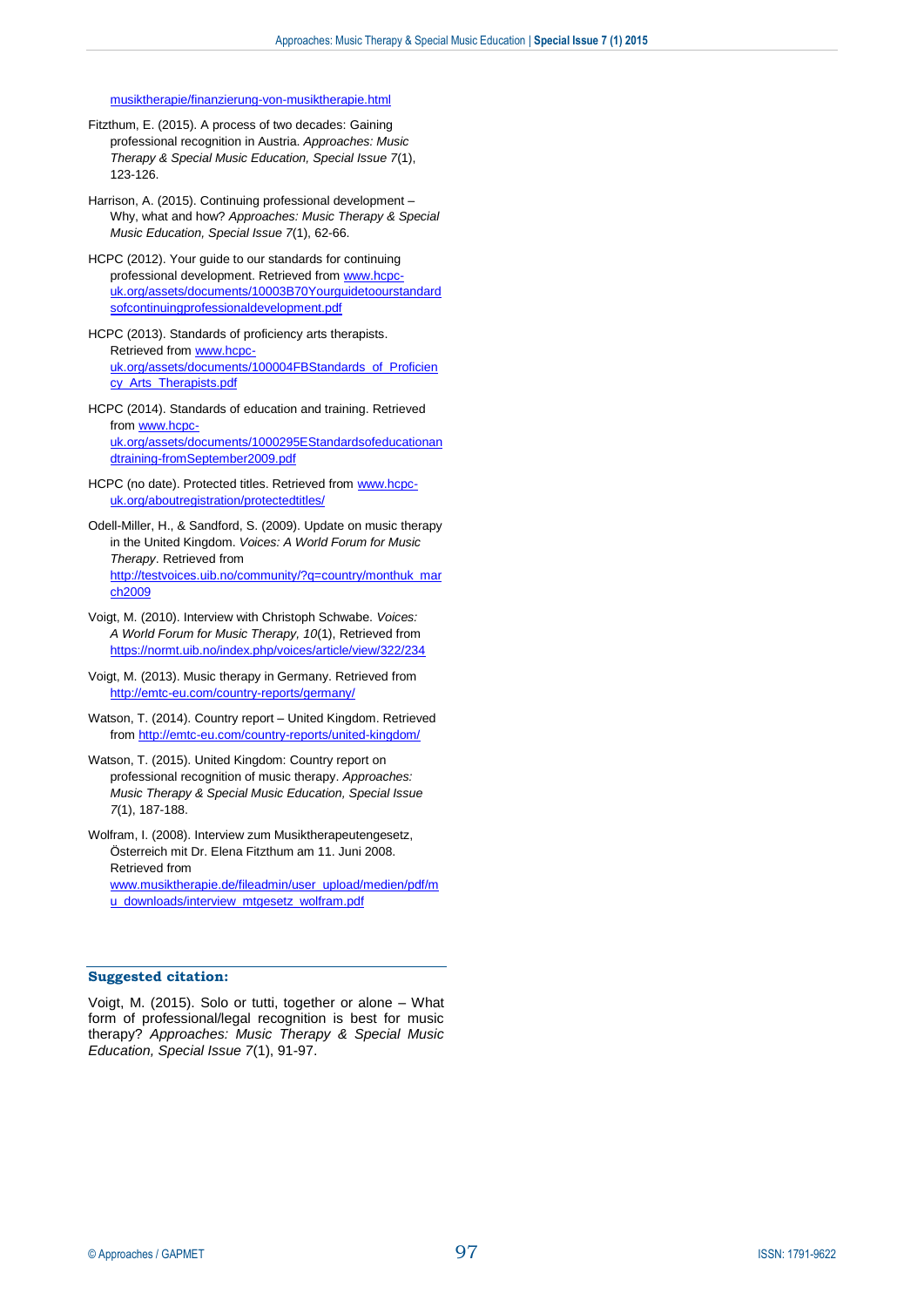musiktherapie/finanzierung-von-musiktherapie.html

Fitzthum, E. (2015). A process of two decades: Gaining professional recognition in Austria. *Approaches: Music Therapy & Special Music Education, Special Issue 7*(1), 123-126.

Harrison, A. (2015). Continuing professional development – Why, what and how? *Approaches: Music Therapy & Special Music Education, Special Issue 7*(1), 62-66.

HCPC (2012). Your guide to our standards for continuing professional development. Retrieved from www.hcpc-uk.org/assets/documents/10003B70Yourguidetoourstandardsofcontinuingprofessionaldevelopment.pdf

HCPC (2013). Standards of proficiency arts therapists. Retrieved from www.hcpc-uk.org/assets/documents/100004FBStandards_of_Proficiency_Arts_Therapists.pdf

HCPC (2014). Standards of education and training. Retrieved from www.hcpc-uk.org/assets/documents/1000295EStandardsofeducationandtraining-fromSeptember2009.pdf

HCPC (no date). Protected titles. Retrieved from www.hcpc-uk.org/aboutregistration/protectedtitles/

Odell-Miller, H., & Sandford, S. (2009). Update on music therapy in the United Kingdom. *Voices: A World Forum for Music Therapy*. Retrieved from http://testvoices.uib.no/community/?q=country/monthuk_march2009

Voigt, M. (2010). Interview with Christoph Schwabe. *Voices: A World Forum for Music Therapy, 10*(1), Retrieved from https://normt.uib.no/index.php/voices/article/view/322/234

Voigt, M. (2013). Music therapy in Germany. Retrieved from http://emtc-eu.com/country-reports/germany/

Watson, T. (2014). Country report – United Kingdom. Retrieved from http://emtc-eu.com/country-reports/united-kingdom/

Watson, T. (2015). United Kingdom: Country report on professional recognition of music therapy. *Approaches: Music Therapy & Special Music Education, Special Issue 7*(1), 187-188.

Wolfram, I. (2008). Interview zum Musiktherapeutengesetz, Österreich mit Dr. Elena Fitzthum am 11. Juni 2008. Retrieved from www.musiktherapie.de/fileadmin/user_upload/medien/pdf/mu_downloads/interview_mtgesetz_wolfram.pdf

**Suggested citation:**

Voigt, M. (2015). Solo or tutti, together or alone – What form of professional/legal recognition is best for music therapy? *Approaches: Music Therapy & Special Music Education, Special Issue 7*(1), 91-97.